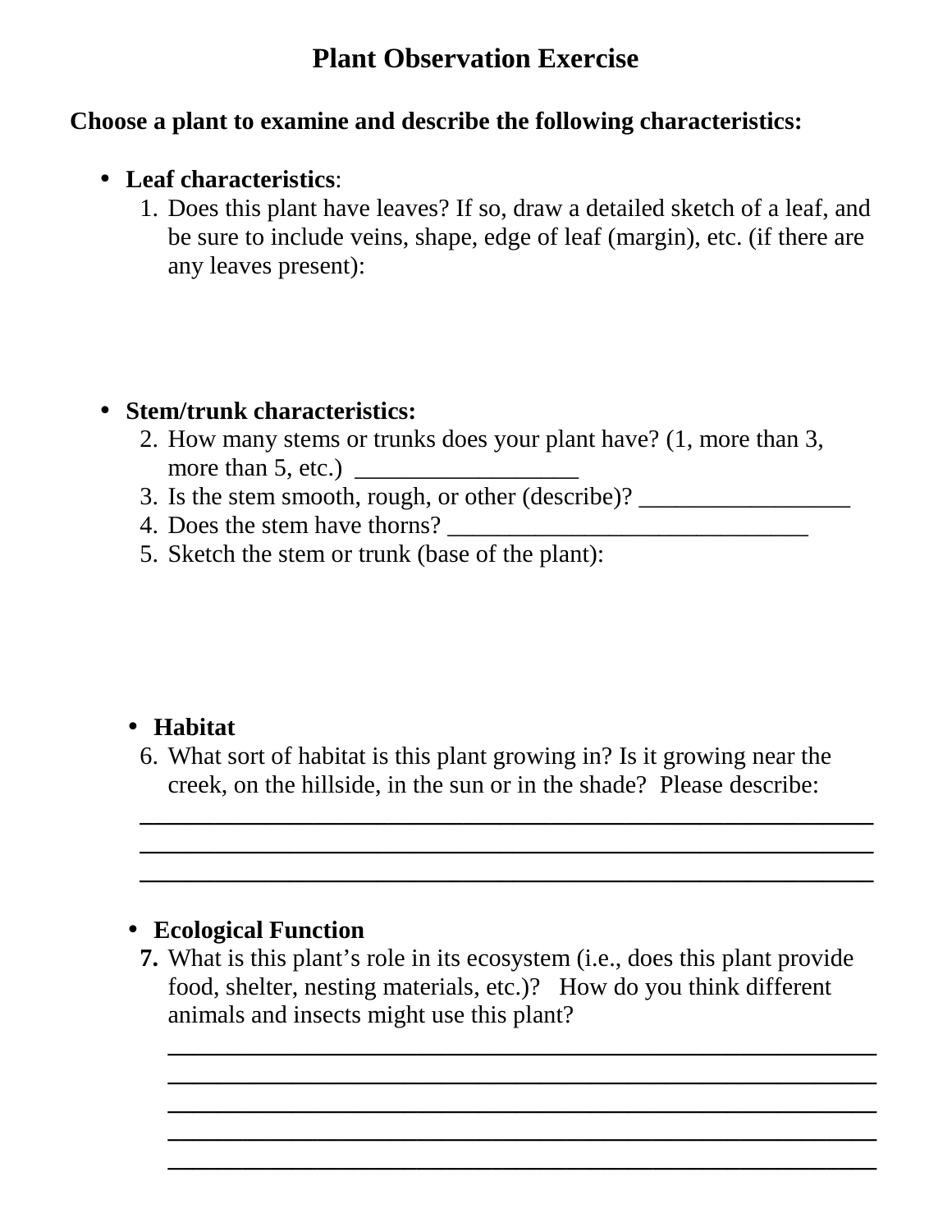# Plant Observation Exercise

**Choose a plant to examine and describe the following characteristics:**

- **Leaf characteristics**:
  1. Does this plant have leaves? If so, draw a detailed sketch of a leaf, and be sure to include veins, shape, edge of leaf (margin), etc. (if there are any leaves present):

- **Stem/trunk characteristics:**
  2. How many stems or trunks does your plant have? (1, more than 3, more than 5, etc.) __________________
  3. Is the stem smooth, rough, or other (describe)? _________________
  4. Does the stem have thorns? ______________________________
  5. Sketch the stem or trunk (base of the plant):

- **Habitat**
  6. What sort of habitat is this plant growing in? Is it growing near the creek, on the hillside, in the sun or in the shade? Please describe:
  ______________________________________________________________
  ______________________________________________________________
  ______________________________________________________________

- **Ecological Function**
  7. What is this plant's role in its ecosystem (i.e., does this plant provide food, shelter, nesting materials, etc.)? How do you think different animals and insects might use this plant?
  ______________________________________________________________
  ______________________________________________________________
  ______________________________________________________________
  ______________________________________________________________
  ______________________________________________________________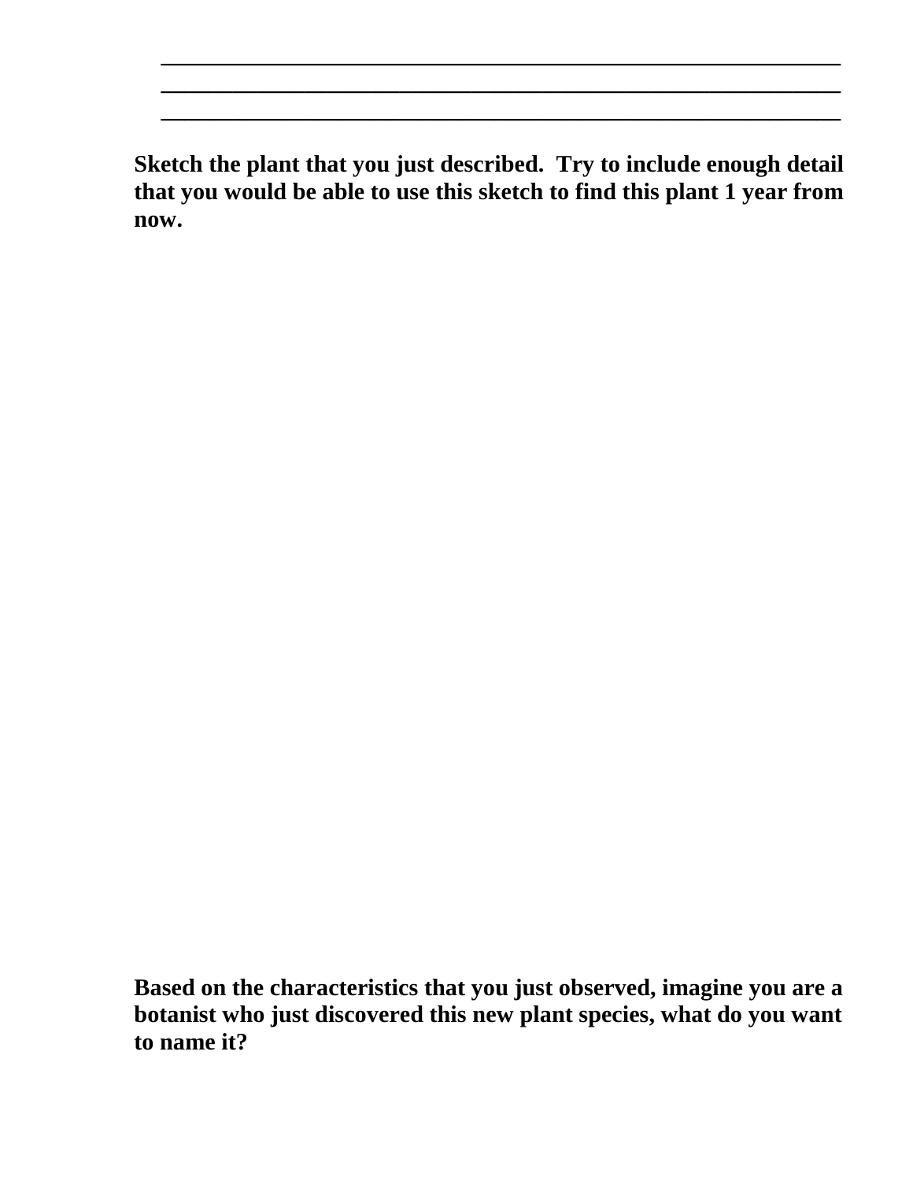\_\_\_\_\_\_\_\_\_\_\_\_\_\_\_\_\_\_\_\_\_\_\_\_\_\_\_\_\_\_\_\_\_\_\_\_\_\_\_\_\_\_\_\_\_\_\_\_\_\_\_\_\_\_\_\_

\_\_\_\_\_\_\_\_\_\_\_\_\_\_\_\_\_\_\_\_\_\_\_\_\_\_\_\_\_\_\_\_\_\_\_\_\_\_\_\_\_\_\_\_\_\_\_\_\_\_\_\_\_\_\_\_

\_\_\_\_\_\_\_\_\_\_\_\_\_\_\_\_\_\_\_\_\_\_\_\_\_\_\_\_\_\_\_\_\_\_\_\_\_\_\_\_\_\_\_\_\_\_\_\_\_\_\_\_\_\_\_\_

**Sketch the plant that you just described. Try to include enough detail that you would be able to use this sketch to find this plant 1 year from now.**

**Based on the characteristics that you just observed, imagine you are a botanist who just discovered this new plant species, what do you want to name it?**